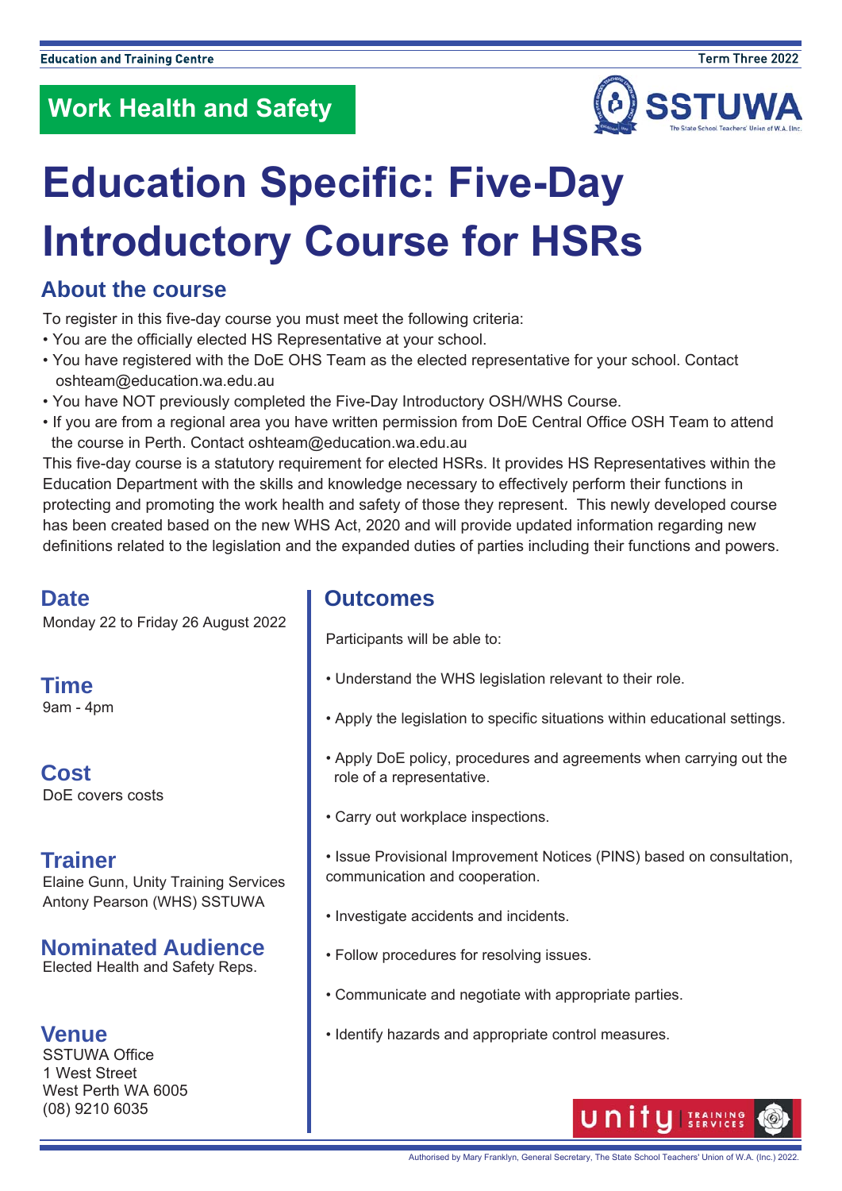Education and Training Centre

Term Three 2022

## Work Health and Safety

# Education Specific: Five-Day Introductory Course for HSRs

## About the course

To register in this five-day course you must meet the following criteria:

- You are the officially elected HS Representative at your school.
- You have registered with the DoE OHS Team as the elected representative for your school. Contact oshteam@education.wa.edu.au
- You have NOT previously completed the Five-Day Introductory OSH/WHS Course.
- If you are from a regional area you have written permission from DoE Central Office OSH Team to attend the course in Perth. Contact oshteam@education.wa.edu.au

This five-day course is a statutory requirement for elected HSRs. It provides HS Representatives within the Education Department with the skills and knowledge necessary to effectively perform their functions in protecting and promoting the work health and safety of those they represent. This newly developed course has been created based on the new WHS Act, 2020 and will provide updated information regarding new definitions related to the legislation and the expanded duties of parties including their functions and powers.

## Date

Monday 22 to Friday 26 August 2022

## Time

9am - 4pm

## Cost

DoE covers costs

## Trainer

Elaine Gunn, Unity Training Services
Antony Pearson (WHS) SSTUWA

## Nominated Audience

Elected Health and Safety Reps.

## Venue

SSTUWA Office
1 West Street
West Perth WA 6005
(08) 9210 6035

## Outcomes

Participants will be able to:

- Understand the WHS legislation relevant to their role.
- Apply the legislation to specific situations within educational settings.
- Apply DoE policy, procedures and agreements when carrying out the role of a representative.
- Carry out workplace inspections.
- Issue Provisional Improvement Notices (PINS) based on consultation, communication and cooperation.
- Investigate accidents and incidents.
- Follow procedures for resolving issues.
- Communicate and negotiate with appropriate parties.
- Identify hazards and appropriate control measures.

Authorised by Mary Franklyn, General Secretary, The State School Teachers' Union of W.A. (Inc.) 2022.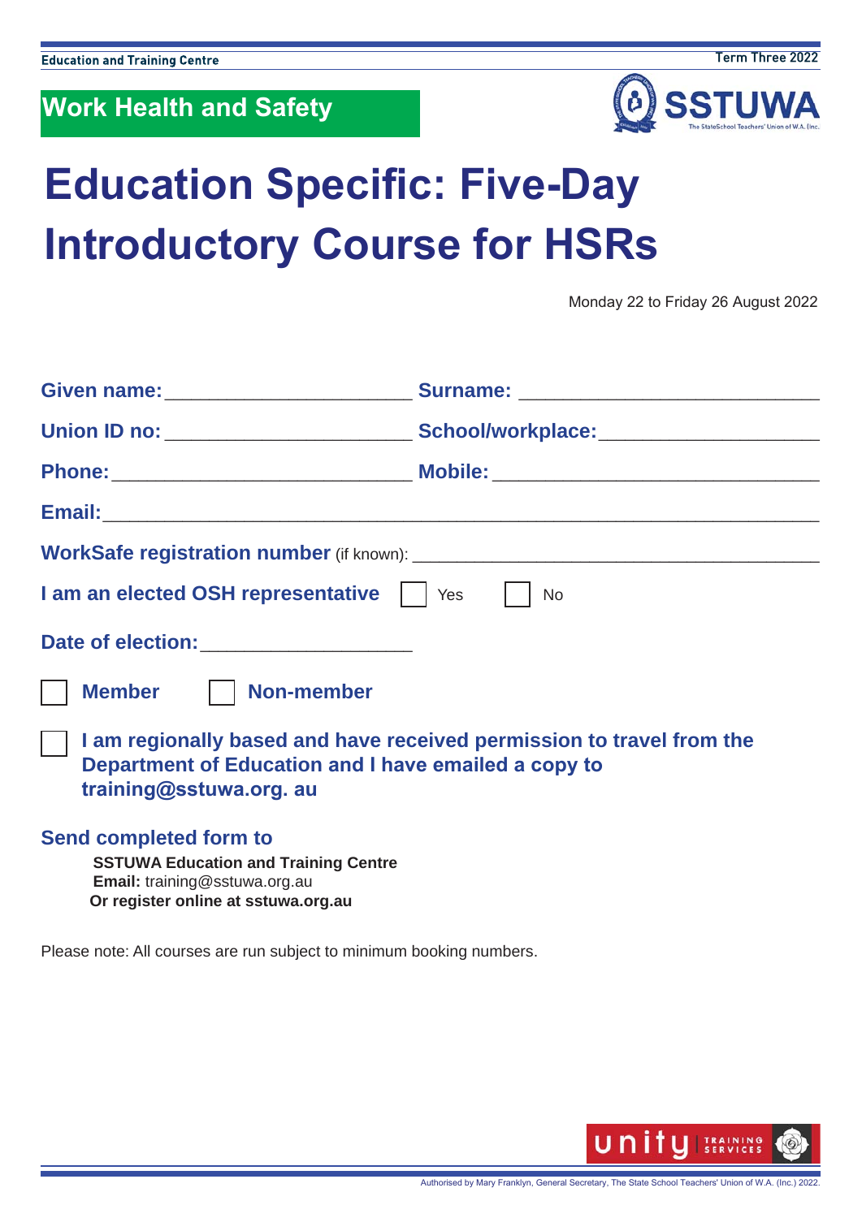## Work Health and Safety

# Education Specific: Five-Day Introductory Course for HSRs

Monday 22 to Friday 26 August 2022

**Given name:** ______________________ **Surname:** ___________________________

**Union ID no:** ______________________ **School/workplace:** ____________________

**Phone:** ___________________________ **Mobile:** ______________________________

**Email:** ___________________________________________________________________

**WorkSafe registration number** (if known): ________________________________________

**I am an elected OSH representative** ☐ Yes ☐ No

**Date of election:** ___________________

☐ **Member** ☐ **Non-member**

☐ **I am regionally based and have received permission to travel from the Department of Education and I have emailed a copy to training@sstuwa.org. au**

### Send completed form to

**SSTUWA Education and Training Centre**
**Email:** training@sstuwa.org.au
**Or register online at sstuwa.org.au**

Please note: All courses are run subject to minimum booking numbers.

Authorised by Mary Franklyn, General Secretary, The State School Teachers' Union of W.A. (Inc.) 2022.